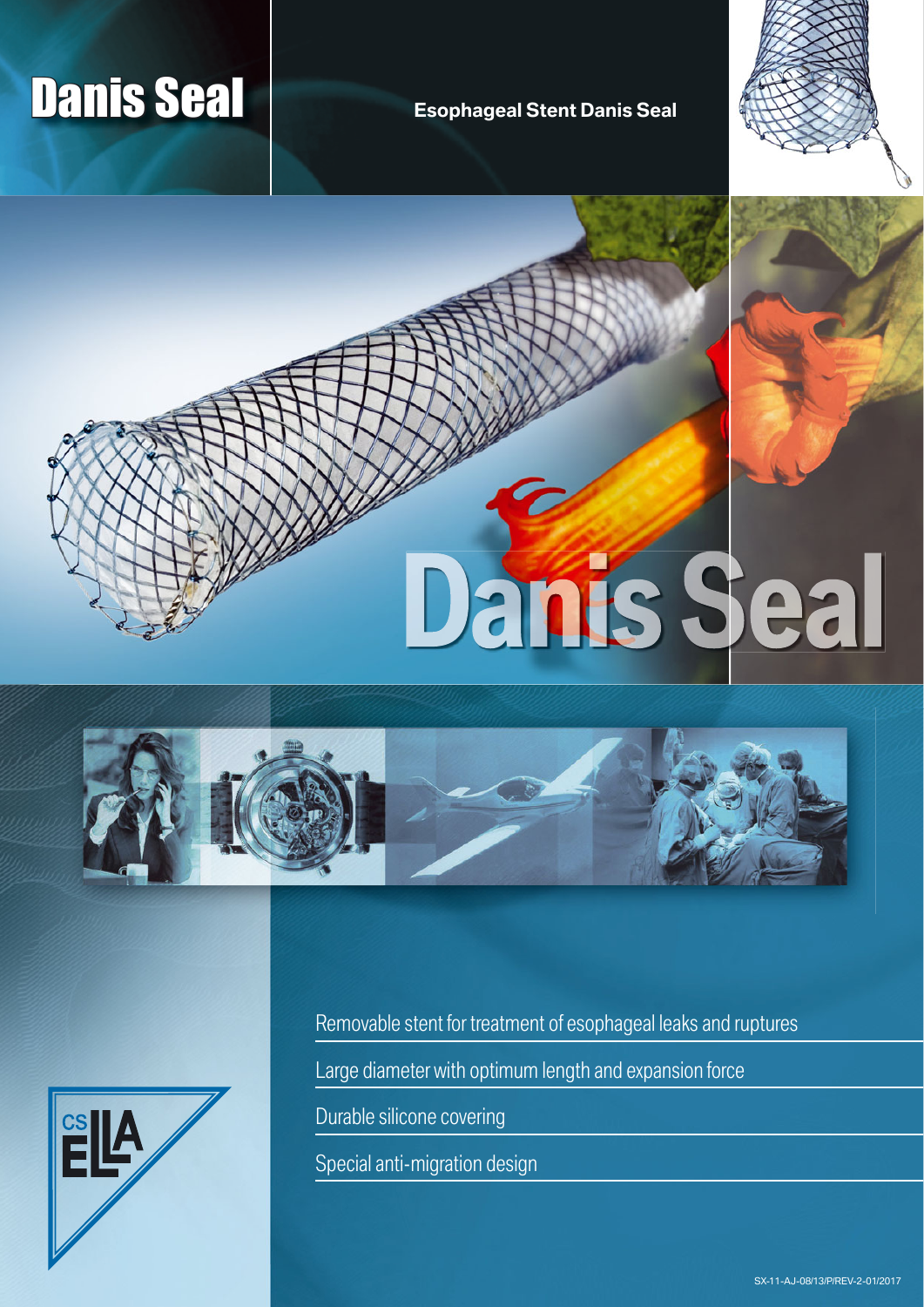# Danis Seal

**Esophageal Stent Danis Seal**

Danis Seal

- Removable stent for treatment of esophageal leaks and ruptures
- Large diameter with optimum length and expansion force
- Durable silicone covering
- Special anti-migration design

SX-11-AJ-08/13/P/REV-2-01/2017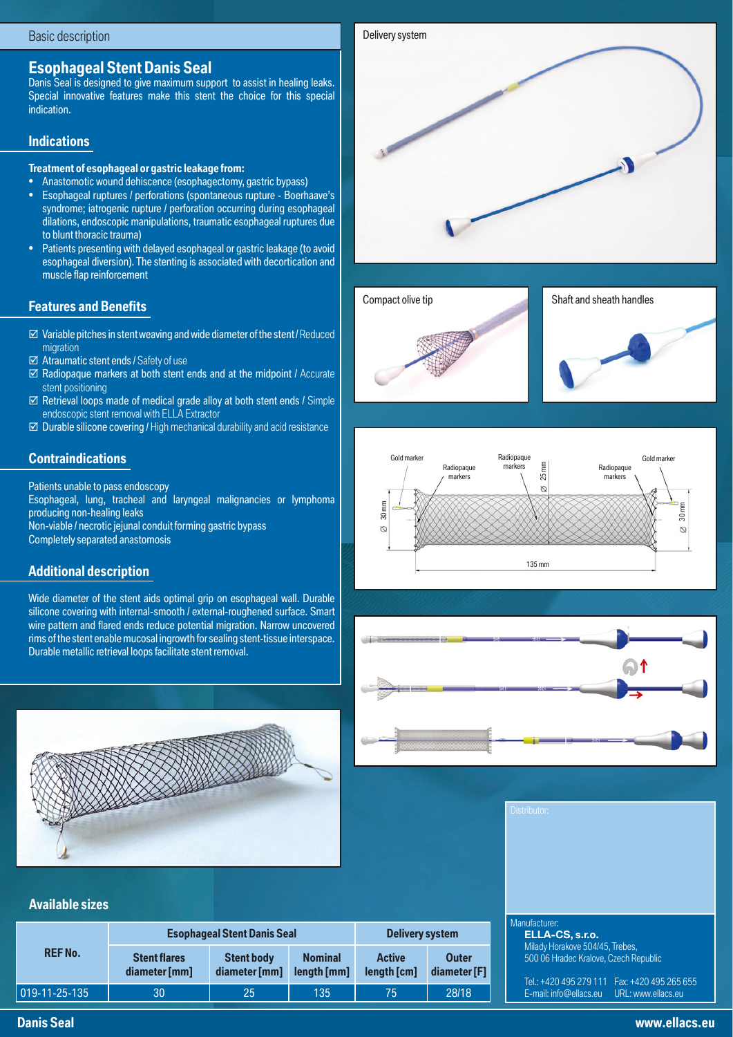Basic description

## Esophageal Stent Danis Seal

Danis Seal is designed to give maximum support to assist in healing leaks. Special innovative features make this stent the choice for this special indication.

### Indications

**Treatment of esophageal or gastric leakage from:**

- Anastomotic wound dehiscence (esophagectomy, gastric bypass)
- Esophageal ruptures / perforations (spontaneous rupture - Boerhaave's syndrome; iatrogenic rupture / perforation occurring during esophageal dilations, endoscopic manipulations, traumatic esophageal ruptures due to blunt thoracic trauma)
- Patients presenting with delayed esophageal or gastric leakage (to avoid esophageal diversion). The stenting is associated with decortication and muscle flap reinforcement

### Features and Benefits

- ☑ Variable pitches in stent weaving and wide diameter of the stent / Reduced migration
- ☑ Atraumatic stent ends / Safety of use
- ☑ Radiopaque markers at both stent ends and at the midpoint / Accurate stent positioning
- ☑ Retrieval loops made of medical grade alloy at both stent ends / Simple endoscopic stent removal with ELLA Extractor
- ☑ Durable silicone covering / High mechanical durability and acid resistance

### Contraindications

Patients unable to pass endoscopy
Esophageal, lung, tracheal and laryngeal malignancies or lymphoma producing non-healing leaks
Non-viable / necrotic jejunal conduit forming gastric bypass
Completely separated anastomosis

### Additional description

Wide diameter of the stent aids optimal grip on esophageal wall. Durable silicone covering with internal-smooth / external-roughened surface. Smart wire pattern and flared ends reduce potential migration. Narrow uncovered rims of the stent enable mucosal ingrowth for sealing stent-tissue interspace. Durable metallic retrieval loops facilitate stent removal.

Delivery system

Compact olive tip

Shaft and sheath handles

Gold marker
Radiopaque markers
Radiopaque markers
Ø 25 mm
Radiopaque markers
Gold marker
Ø 30 mm
Ø 30 mm
135 mm

### Available sizes

| REF No. | Esophageal Stent Danis Seal | | | Delivery system | |
|---|---|---|---|---|---|
| | Stent flares diameter [mm] | Stent body diameter [mm] | Nominal length [mm] | Active length [cm] | Outer diameter [F] |
| 019-11-25-135 | 30 | 25 | 135 | 75 | 28/18 |

Distributor:

Manufacturer:
**ELLA-CS, s.r.o.**
Milady Horakove 504/45, Trebes,
500 06 Hradec Kralove, Czech Republic

Tel.: +420 495 279 111 Fax: +420 495 265 655
E-mail: info@ellacs.eu URL: www.ellacs.eu

**Danis Seal** **www.ellacs.eu**